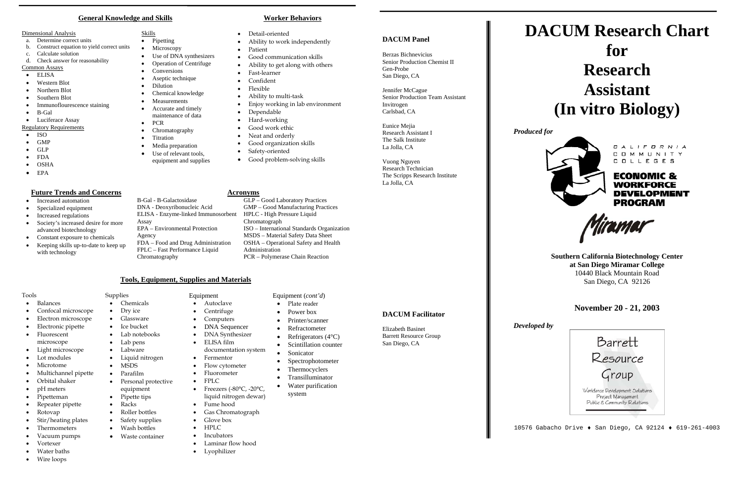# DACUM Research Chart for Research Assistant (In vitro Biology)

***Produced for***

CALIFORNIA COMMUNITY COLLEGES

**ECONOMIC & WORKFORCE DEVELOPMENT PROGRAM**

Miramar

**Southern California Biotechnology Center at San Diego Miramar College**
10440 Black Mountain Road
San Diego, CA 92126

**November 20 - 21, 2003**

***Developed by***

Barrett Resource Group

Workforce Development Solutions
Project Management
Public & Community Relations

10576 Gabacho Drive ♦ San Diego, CA 92124 ♦ 619-261-4003

## DACUM Panel

Berzas Bichnevicius
Senior Production Chemist II
Gen-Probe
San Diego, CA

Jennifer McCague
Senior Production Team Assistant
Invitrogen
Carlsbad, CA

Eunice Mejia
Research Assistant I
The Salk Institute
La Jolla, CA

Vuong Nguyen
Research Technician
The Scripps Research Institute
La Jolla, CA

## DACUM Facilitator

Elizabeth Basinet
Barrett Resource Group
San Diego, CA

## General Knowledge and Skills

Dimensional Analysis

a. Determine correct units
b. Construct equation to yield correct units
c. Calculate solution
d. Check answer for reasonability

Common Assays

- ELISA
- Western Blot
- Northern Blot
- Southern Blot
- Immunoflourescence staining
- B-Gal
- Luciferace Assay

Regulatory Requirements

- ISO
- GMP
- GLP
- FDA
- OSHA
- EPA

Skills

- Pipetting
- Microscopy
- Use of DNA synthesizers
- Operation of Centrifuge
- Conversions
- Aseptic technique
- Dilution
- Chemical knowledge
- Measurements
- Accurate and timely maintenance of data
- PCR
- Chromatography
- Titration
- Media preparation
- Use of relevant tools, equipment and supplies

## Worker Behaviors

- Detail-oriented
- Ability to work independently
- Patient
- Good communication skills
- Ability to get along with others
- Fast-learner
- Confident
- Flexible
- Ability to multi-task
- Enjoy working in lab environment
- Dependable
- Hard-working
- Good work ethic
- Neat and orderly
- Good organization skills
- Safety-oriented
- Good problem-solving skills

## Future Trends and Concerns

- Increased automation
- Specialized equipment
- Increased regulations
- Society's increased desire for more advanced biotechnology
- Constant exposure to chemicals
- Keeping skills up-to-date to keep up with technology

## Acronyms

B-Gal - B-Galactosidase
DNA - Deoxyribonucleic Acid
ELISA - Enzyme-linked Immunosorbent Assay
EPA – Environmental Protection Agency
FDA – Food and Drug Administration
FPLC – Fast Performance Liquid Chromatography
GLP – Good Laboratory Practices
GMP – Good Manufacturing Practices
HPLC - High Pressure Liquid Chromatograph
ISO – International Standards Organization
MSDS – Material Safety Data Sheet
OSHA – Operational Safety and Health Administration
PCR – Polymerase Chain Reaction

## Tools, Equipment, Supplies and Materials

Tools

- Balances
- Confocal microscope
- Electron microscope
- Electronic pipette
- Fluorescent microscope
- Light microscope
- Lot modules
- Microtome
- Multichannel pipette
- Orbital shaker
- pH meters
- Pipetteman
- Repeater pipette
- Rotovap
- Stir/heating plates
- Thermometers
- Vacuum pumps
- Vortexer
- Water baths
- Wire loops

Supplies

- Chemicals
- Dry ice
- Glassware
- Ice bucket
- Lab notebooks
- Lab pens
- Labware
- Liquid nitrogen
- MSDS
- Parafilm
- Personal protective equipment
- Pipette tips
- Racks
- Roller bottles
- Safety supplies
- Wash bottles
- Waste container

Equipment

- Autoclave
- Centrifuge
- Computers
- DNA Sequencer
- DNA Synthesizer
- ELISA film documentation system
- Fermentor
- Flow cytometer
- Fluorometer
- FPLC
- Freezers (-80°C, -20°C, liquid nitrogen dewar)
- Fume hood
- Gas Chromatograph
- Glove box
- HPLC
- Incubators
- Laminar flow hood
- Lyophilizer

Equipment (*cont'd*)

- Plate reader
- Power box
- Printer/scanner
- Refractometer
- Refrigerators (4°C)
- Scintillation counter
- Sonicator
- Spectrophotometer
- Thermocyclers
- Transilluminator
- Water purification system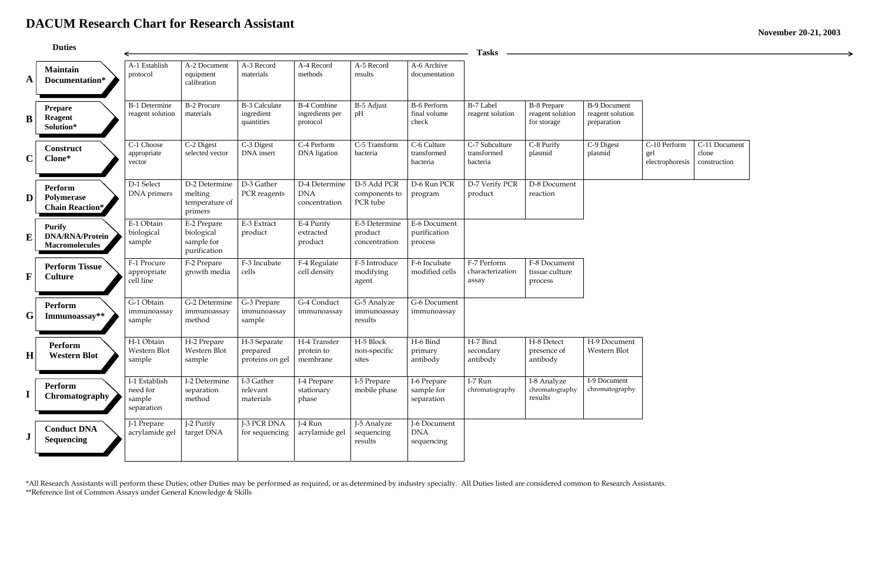# DACUM Research Chart for Research Assistant

November 20-21, 2003

| Duties | Tasks | | | | | | | | | | |
|---|---|---|---|---|---|---|---|---|---|---|---|
| **A Maintain Documentation*** | A-1 Establish protocol | A-2 Document equipment calibration | A-3 Record materials | A-4 Record methods | A-5 Record results | A-6 Archive documentation | | | | | |
| **B Prepare Reagent Solution*** | B-1 Determine reagent solution | B-2 Procure materials | B-3 Calculate ingredient quantities | B-4 Combine ingredients per protocol | B-5 Adjust pH | B-6 Perform final volume check | B-7 Label reagent solution | B-8 Prepare reagent solution for storage | B-9 Document reagent solution preparation | | |
| **C Construct Clone*** | C-1 Choose appropriate vector | C-2 Digest selected vector | C-3 Digest DNA insert | C-4 Perform DNA ligation | C-5 Transform bacteria | C-6 Culture transformed bacteria | C-7 Subculture transformed bacteria | C-8 Purify plasmid | C-9 Digest plasmid | C-10 Perform gel electrophoresis | C-11 Document clone construction |
| **D Perform Polymerase Chain Reaction*** | D-1 Select DNA primers | D-2 Determine melting temperature of primers | D-3 Gather PCR reagents | D-4 Determine DNA concentration | D-5 Add PCR components to PCR tube | D-6 Run PCR program | D-7 Verify PCR product | D-8 Document reaction | | | |
| **E Purify DNA/RNA/Protein Macromolecules** | E-1 Obtain biological sample | E-2 Prepare biological sample for purification | E-3 Extract product | E-4 Purify extracted product | E-5 Determine product concentration | E-6 Document purification process | | | | | |
| **F Perform Tissue Culture** | F-1 Procure appropriate cell line | F-2 Prepare growth media | F-3 Incubate cells | F-4 Regulate cell density | F-5 Introduce modifying agent | F-6 Incubate modified cells | F-7 Perform characterization assay | F-8 Document tissue culture process | | | |
| **G Perform Immunoassay**** | G-1 Obtain immunoassay sample | G-2 Determine immunoassay method | G-3 Prepare immunoassay sample | G-4 Conduct immunoassay | G-5 Analyze immunoassay results | G-6 Document immunoassay | | | | | |
| **H Perform Western Blot** | H-1 Obtain Western Blot sample | H-2 Prepare Western Blot sample | H-3 Separate prepared proteins on gel | H-4 Transfer protein to membrane | H-5 Block non-specific sites | H-6 Bind primary antibody | H-7 Bind secondary antibody | H-8 Detect presence of antibody | H-9 Document Western Blot | | |
| **I Perform Chromatography** | I-1 Establish need for sample separation | I-2 Determine separation method | I-3 Gather relevant materials | I-4 Prepare stationary phase | I-5 Prepare mobile phase | I-6 Prepare sample for separation | I-7 Run chromatography | I-8 Analyze chromatography results | I-9 Document chromatography | | |
| **J Conduct DNA Sequencing** | J-1 Prepare acrylamide gel | J-2 Purify target DNA | J-3 PCR DNA for sequencing | J-4 Run acrylamide gel | J-5 Analyze sequencing results | J-6 Document DNA sequencing | | | | | |

*All Research Assistants will perform these Duties; other Duties may be performed as required, or as determined by industry specialty. All Duties listed are considered common to Research Assistants.

**Reference list of Common Assays under General Knowledge & Skills